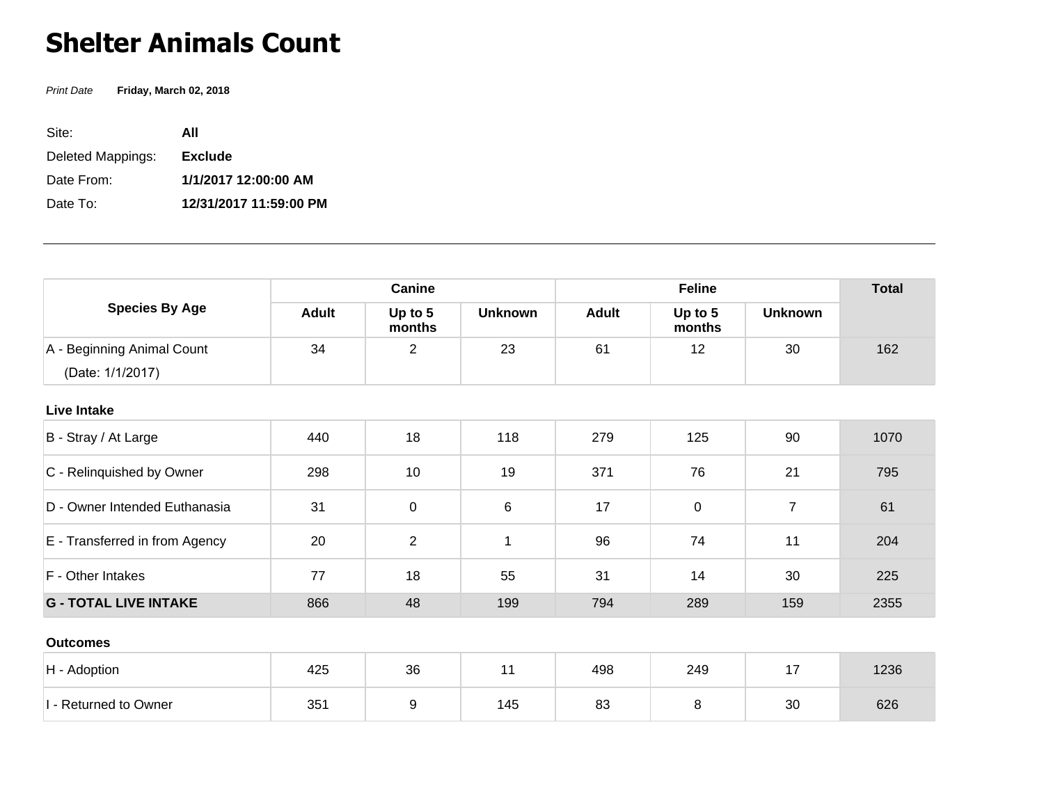# Shelter Animals Count

*Print Date* **Friday, March 02, 2018**

Site: **All**

Deleted Mappings: **Exclude**

Date From: **1/1/2017 12:00:00 AM**

Date To: **12/31/2017 11:59:00 PM**

---

| Species By Age | Canine | | | Feline | | | Total |
|---|---|---|---|---|---|---|---|
| | Adult | Up to 5 months | Unknown | Adult | Up to 5 months | Unknown | |
| A - Beginning Animal Count (Date: 1/1/2017) | 34 | 2 | 23 | 61 | 12 | 30 | 162 |
| **Live Intake** | | | | | | | |
| B - Stray / At Large | 440 | 18 | 118 | 279 | 125 | 90 | 1070 |
| C - Relinquished by Owner | 298 | 10 | 19 | 371 | 76 | 21 | 795 |
| D - Owner Intended Euthanasia | 31 | 0 | 6 | 17 | 0 | 7 | 61 |
| E - Transferred in from Agency | 20 | 2 | 1 | 96 | 74 | 11 | 204 |
| F - Other Intakes | 77 | 18 | 55 | 31 | 14 | 30 | 225 |
| **G - TOTAL LIVE INTAKE** | 866 | 48 | 199 | 794 | 289 | 159 | 2355 |
| **Outcomes** | | | | | | | |
| H - Adoption | 425 | 36 | 11 | 498 | 249 | 17 | 1236 |
| I - Returned to Owner | 351 | 9 | 145 | 83 | 8 | 30 | 626 |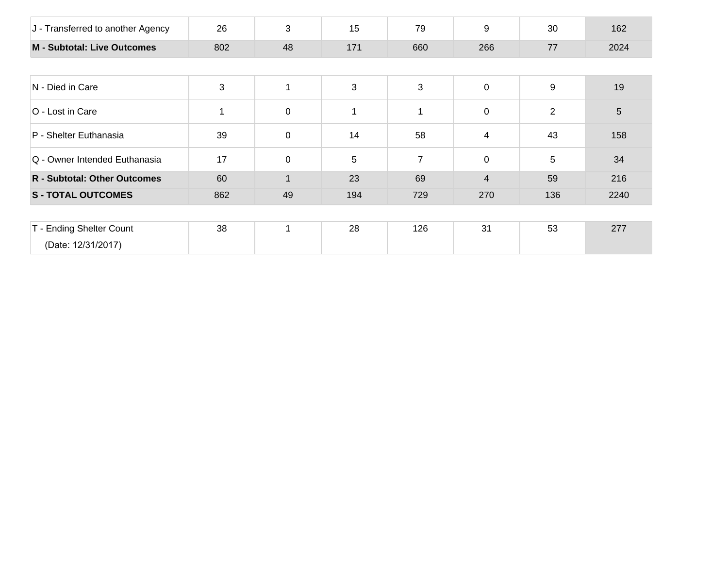| | | | | | | | |
|---|---|---|---|---|---|---|---|
| J - Transferred to another Agency | 26 | 3 | 15 | 79 | 9 | 30 | 162 |
| **M - Subtotal: Live Outcomes** | 802 | 48 | 171 | 660 | 266 | 77 | 2024 |
| N - Died in Care | 3 | 1 | 3 | 3 | 0 | 9 | 19 |
| O - Lost in Care | 1 | 0 | 1 | 1 | 0 | 2 | 5 |
| P - Shelter Euthanasia | 39 | 0 | 14 | 58 | 4 | 43 | 158 |
| Q - Owner Intended Euthanasia | 17 | 0 | 5 | 7 | 0 | 5 | 34 |
| **R - Subtotal: Other Outcomes** | 60 | 1 | 23 | 69 | 4 | 59 | 216 |
| **S - TOTAL OUTCOMES** | 862 | 49 | 194 | 729 | 270 | 136 | 2240 |
| T - Ending Shelter Count (Date: 12/31/2017) | 38 | 1 | 28 | 126 | 31 | 53 | 277 |